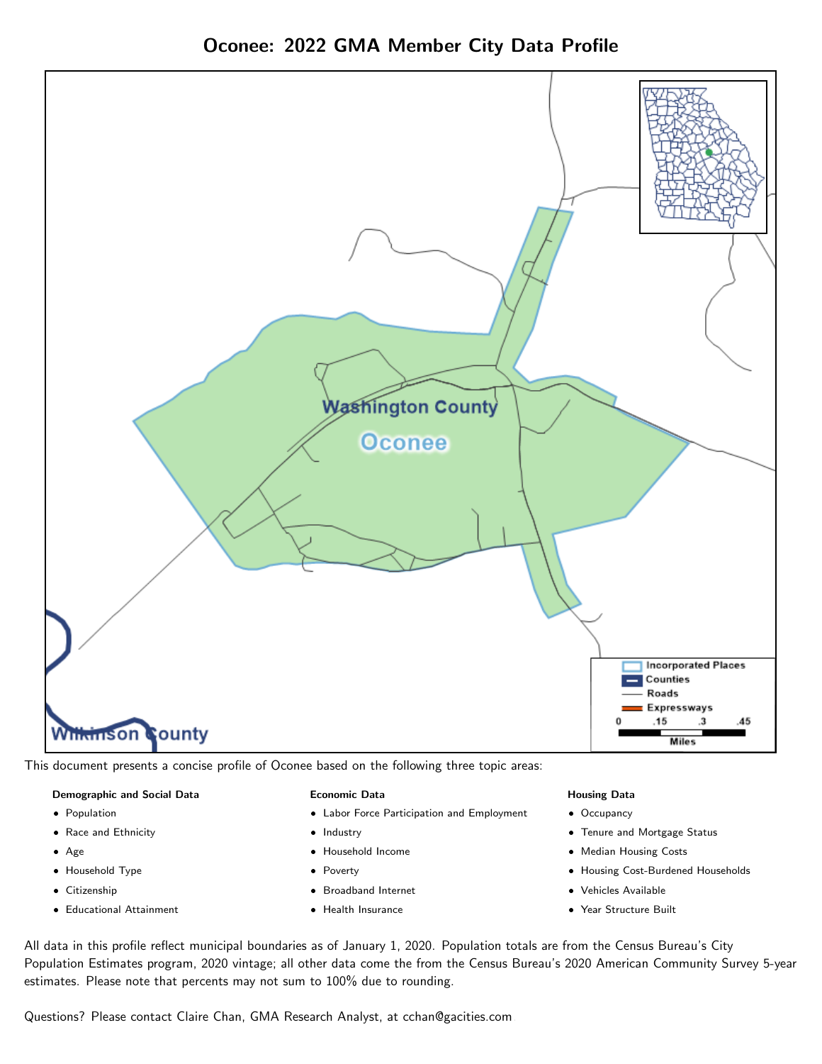# Oconee: 2022 GMA Member City Data Profile

This document presents a concise profile of Oconee based on the following three topic areas:

**Demographic and Social Data**

- Population
- Race and Ethnicity
- Age
- Household Type
- Citizenship
- Educational Attainment

**Economic Data**

- Labor Force Participation and Employment
- Industry
- Household Income
- Poverty
- Broadband Internet
- Health Insurance

**Housing Data**

- Occupancy
- Tenure and Mortgage Status
- Median Housing Costs
- Housing Cost-Burdened Households
- Vehicles Available
- Year Structure Built

All data in this profile reflect municipal boundaries as of January 1, 2020. Population totals are from the Census Bureau's City Population Estimates program, 2020 vintage; all other data come the from the Census Bureau's 2020 American Community Survey 5-year estimates. Please note that percents may not sum to 100% due to rounding.

Questions? Please contact Claire Chan, GMA Research Analyst, at cchan@gacities.com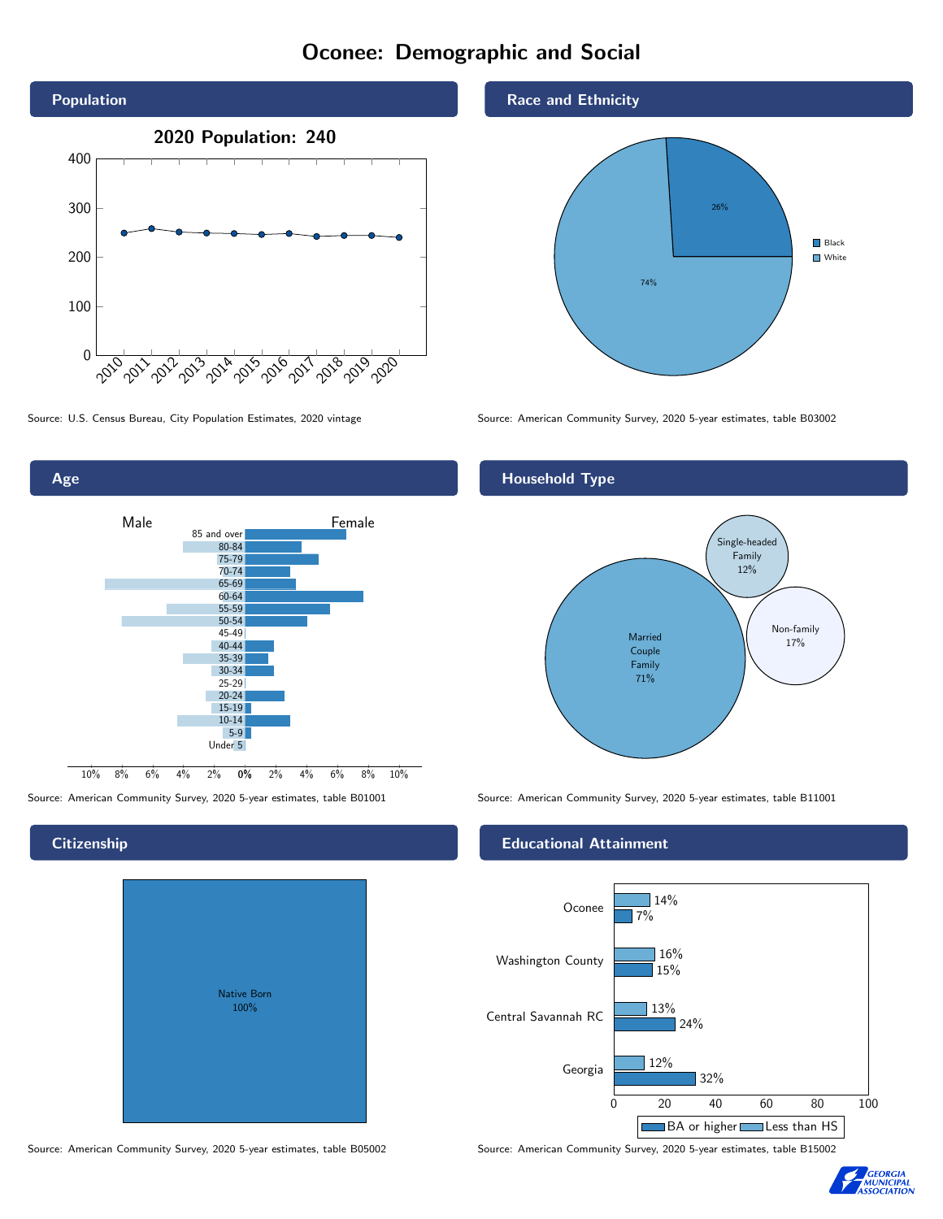# Oconee: Demographic and Social

## Population

2020 Population: 240

Source: U.S. Census Bureau, City Population Estimates, 2020 vintage

## Race and Ethnicity

| Race | Percent |
| --- | --- |
| Black | 26% |
| White | 74% |

Source: American Community Survey, 2020 5-year estimates, table B03002

## Age

Male / Female

Source: American Community Survey, 2020 5-year estimates, table B01001

## Household Type

| Household Type | Percent |
| --- | --- |
| Married Couple Family | 71% |
| Single-headed Family | 12% |
| Non-family | 17% |

Source: American Community Survey, 2020 5-year estimates, table B11001

## Citizenship

Native Born 100%

Source: American Community Survey, 2020 5-year estimates, table B05002

## Educational Attainment

| Area | Less than HS | BA or higher |
| --- | --- | --- |
| Oconee | 14% | 7% |
| Washington County | 16% | 15% |
| Central Savannah RC | 13% | 24% |
| Georgia | 12% | 32% |

Source: American Community Survey, 2020 5-year estimates, table B15002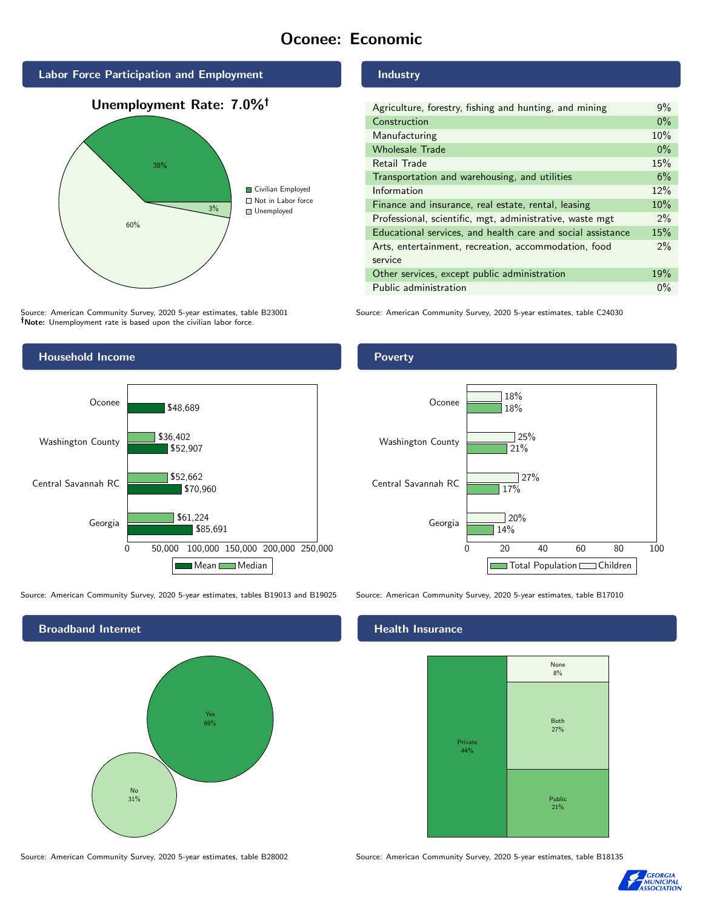# Oconee: Economic

## Labor Force Participation and Employment

**Unemployment Rate: 7.0%†**

| Category | Percent |
|---|---|
| Civilian Employed | 38% |
| Not in Labor force | 60% |
| Unemployed | 3% |

Source: American Community Survey, 2020 5-year estimates, table B23001
**†Note:** Unemployment rate is based upon the civilian labor force.

## Industry

| Industry | Percent |
|---|---|
| Agriculture, forestry, fishing and hunting, and mining | 9% |
| Construction | 0% |
| Manufacturing | 10% |
| Wholesale Trade | 0% |
| Retail Trade | 15% |
| Transportation and warehousing, and utilities | 6% |
| Information | 12% |
| Finance and insurance, real estate, rental, leasing | 10% |
| Professional, scientific, mgt, administrative, waste mgt | 2% |
| Educational services, and health care and social assistance | 15% |
| Arts, entertainment, recreation, accommodation, food service | 2% |
| Other services, except public administration | 19% |
| Public administration | 0% |

Source: American Community Survey, 2020 5-year estimates, table C24030

## Household Income

| | Mean | Median |
|---|---|---|
| Oconee | $48,689 | |
| Washington County | $52,907 | $36,402 |
| Central Savannah RC | $70,960 | $52,662 |
| Georgia | $85,691 | $61,224 |

Source: American Community Survey, 2020 5-year estimates, tables B19013 and B19025

## Poverty

| | Total Population | Children |
|---|---|---|
| Oconee | 18% | 18% |
| Washington County | 21% | 25% |
| Central Savannah RC | 17% | 27% |
| Georgia | 14% | 20% |

Source: American Community Survey, 2020 5-year estimates, table B17010

## Broadband Internet

| | Percent |
|---|---|
| Yes | 69% |
| No | 31% |

Source: American Community Survey, 2020 5-year estimates, table B28002

## Health Insurance

| | Percent |
|---|---|
| Private | 44% |
| Public | 21% |
| Both | 27% |
| None | 8% |

Source: American Community Survey, 2020 5-year estimates, table B18135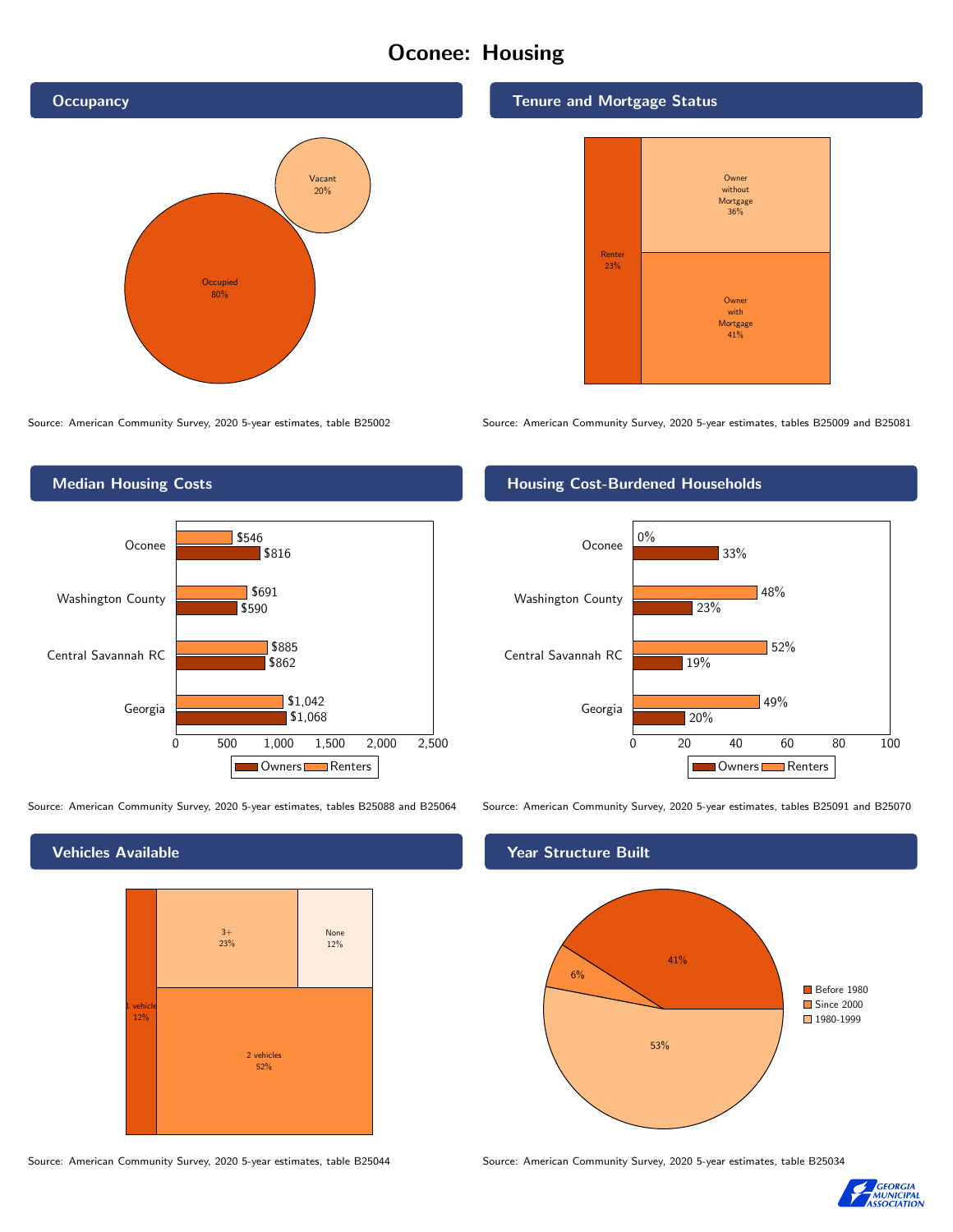# Oconee: Housing

## Occupancy

Vacant
20%

Occupied
80%

Source: American Community Survey, 2020 5-year estimates, table B25002

## Tenure and Mortgage Status

Renter
23%

Owner
without
Mortgage
36%

Owner
with
Mortgage
41%

Source: American Community Survey, 2020 5-year estimates, tables B25009 and B25081

## Median Housing Costs

Oconee
$546
$816

Washington County
$691
$590

Central Savannah RC
$885
$862

Georgia
$1,042
$1,068

0
500
1,000
1,500
2,000
2,500

Owners
Renters

Source: American Community Survey, 2020 5-year estimates, tables B25088 and B25064

## Housing Cost-Burdened Households

Oconee
0%
33%

Washington County
48%
23%

Central Savannah RC
52%
19%

Georgia
49%
20%

0
20
40
60
80
100

Owners
Renters

Source: American Community Survey, 2020 5-year estimates, tables B25091 and B25070

## Vehicles Available

1 vehicle
12%

3+
23%

None
12%

2 vehicles
52%

Source: American Community Survey, 2020 5-year estimates, table B25044

## Year Structure Built

41%
6%
53%

Before 1980
Since 2000
1980-1999

Source: American Community Survey, 2020 5-year estimates, table B25034

GEORGIA MUNICIPAL ASSOCIATION